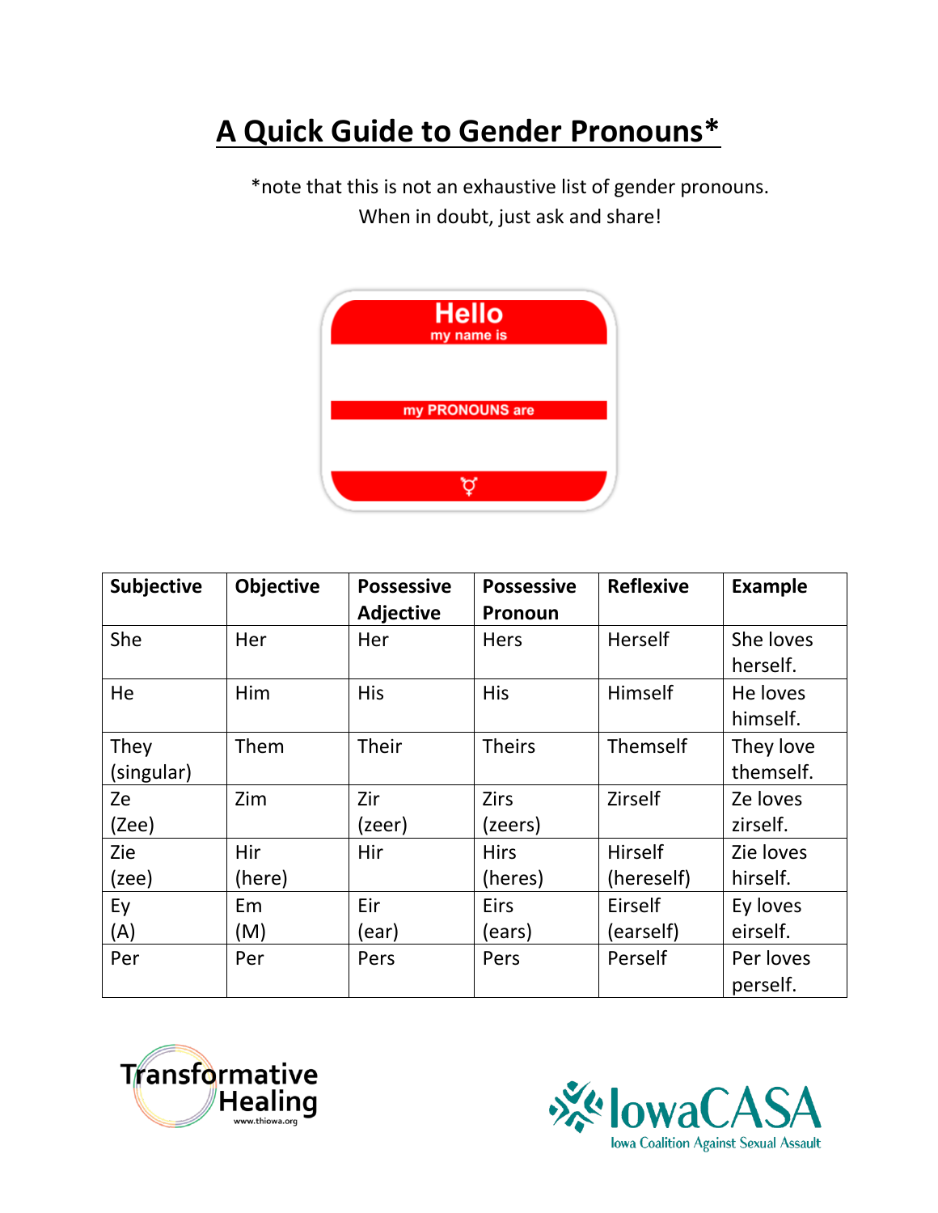# A Quick Guide to Gender Pronouns*

*note that this is not an exhaustive list of gender pronouns.
When in doubt, just ask and share!

Hello
my name is

my PRONOUNS are

| Subjective | Objective | Possessive Adjective | Possessive Pronoun | Reflexive | Example |
|---|---|---|---|---|---|
| She | Her | Her | Hers | Herself | She loves herself. |
| He | Him | His | His | Himself | He loves himself. |
| They (singular) | Them | Their | Theirs | Themself | They love themself. |
| Ze (Zee) | Zim | Zir (zeer) | Zirs (zeers) | Zirself | Ze loves zirself. |
| Zie (zee) | Hir (here) | Hir | Hirs (heres) | Hirself (hereself) | Zie loves hirself. |
| Ey (A) | Em (M) | Eir (ear) | Eirs (ears) | Eirself (earself) | Ey loves eirself. |
| Per | Per | Pers | Pers | Perself | Per loves perself. |

Transformative Healing
www.thiowa.org

IowaCASA
Iowa Coalition Against Sexual Assault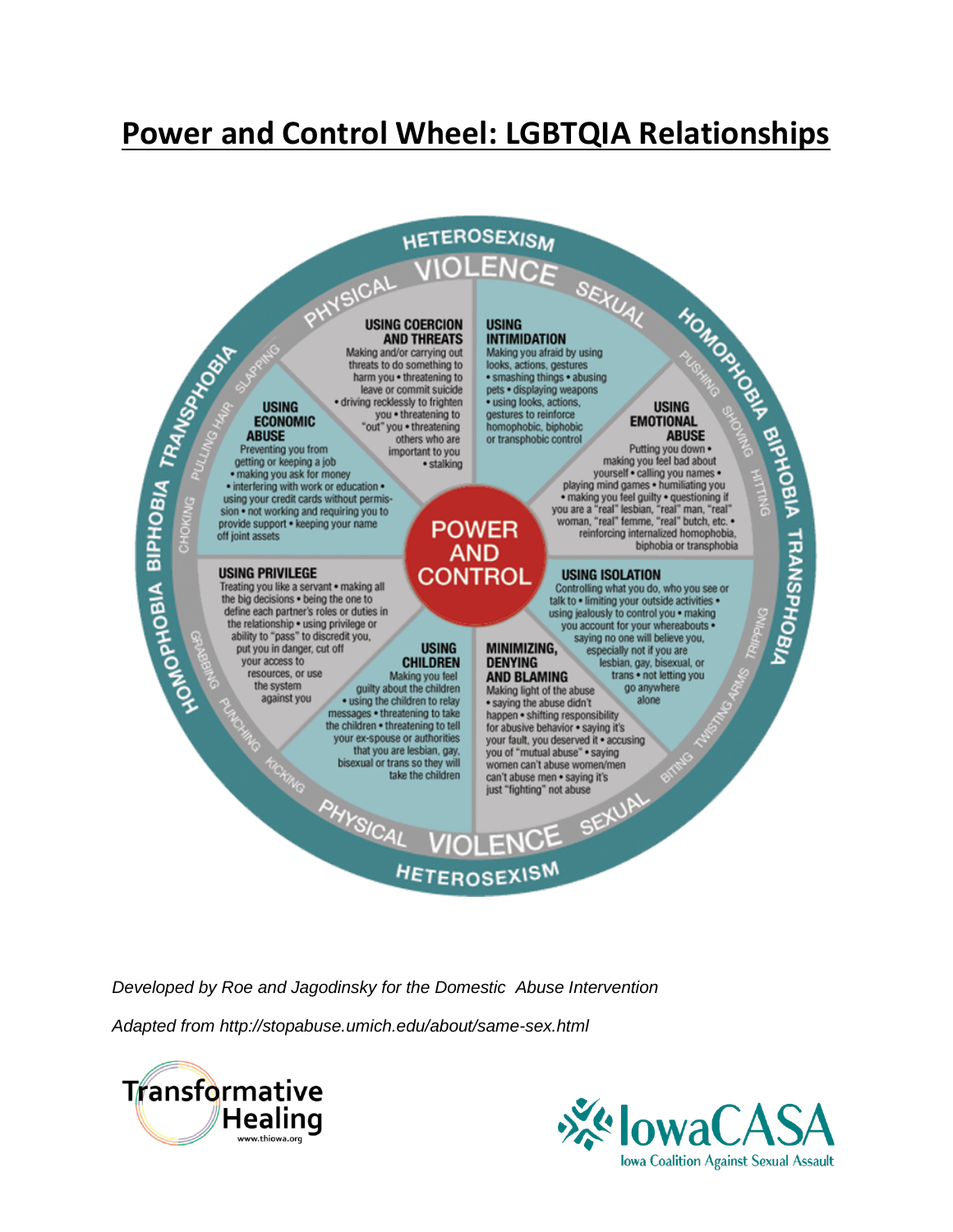# Power and Control Wheel: LGBTQIA Relationships

HETEROSEXISM

PHYSICAL VIOLENCE SEXUAL

HOMOPHOBIA BIPHOBIA TRANSPHOBIA

SLAPPING, PULLING HAIR, CHOKING, GRABBING, PUNCHING, KICKING

PUSHING, SHOVING, HITTING, TRIPPING, TWISTING ARMS, BITING

**USING COERCION AND THREATS**
Making and/or carrying out threats to do something to harm you • threatening to leave or commit suicide • driving recklessly to frighten you • threatening to "out" you • threatening others who are important to you • stalking

**USING INTIMIDATION**
Making you afraid by using looks, actions, gestures • smashing things • abusing pets • displaying weapons • using looks, actions, gestures to reinforce homophobic, biphobic or transphobic control

**USING ECONOMIC ABUSE**
Preventing you from getting or keeping a job • making you ask for money • interfering with work or education • using your credit cards without permission • not working and requiring you to provide support • keeping your name off joint assets

**USING EMOTIONAL ABUSE**
Putting you down • making you feel bad about yourself • calling you names • playing mind games • humiliating you • making you feel guilty • questioning if you are a "real" lesbian, "real" man, "real" woman, "real" femme, "real" butch, etc. • reinforcing internalized homophobia, biphobia or transphobia

**POWER AND CONTROL**

**USING PRIVILEGE**
Treating you like a servant • making all the big decisions • being the one to define each partner's roles or duties in the relationship • using privilege or ability to "pass" to discredit you, put you in danger, cut off your access to resources, or use the system against you

**USING ISOLATION**
Controlling what you do, who you see or talk to • limiting your outside activities • using jealously to control you • making you account for your whereabouts • saying no one will believe you, especially not if you are lesbian, gay, bisexual, or trans • not letting you go anywhere alone

**USING CHILDREN**
Making you feel guilty about the children • using the children to relay messages • threatening to take the children • threatening to tell your ex-spouse or authorities that you are lesbian, gay, bisexual or trans so they will take the children

**MINIMIZING, DENYING AND BLAMING**
Making light of the abuse • saying the abuse didn't happen • shifting responsibility for abusive behavior • saying it's your fault, you deserved it • accusing you of "mutual abuse" • saying women can't abuse women/men can't abuse men • saying it's just "fighting" not abuse

PHYSICAL VIOLENCE SEXUAL

HETEROSEXISM

*Developed by Roe and Jagodinsky for the Domestic Abuse Intervention*

*Adapted from http://stopabuse.umich.edu/about/same-sex.html*

Transformative Healing www.thiowa.org

IowaCASA Iowa Coalition Against Sexual Assault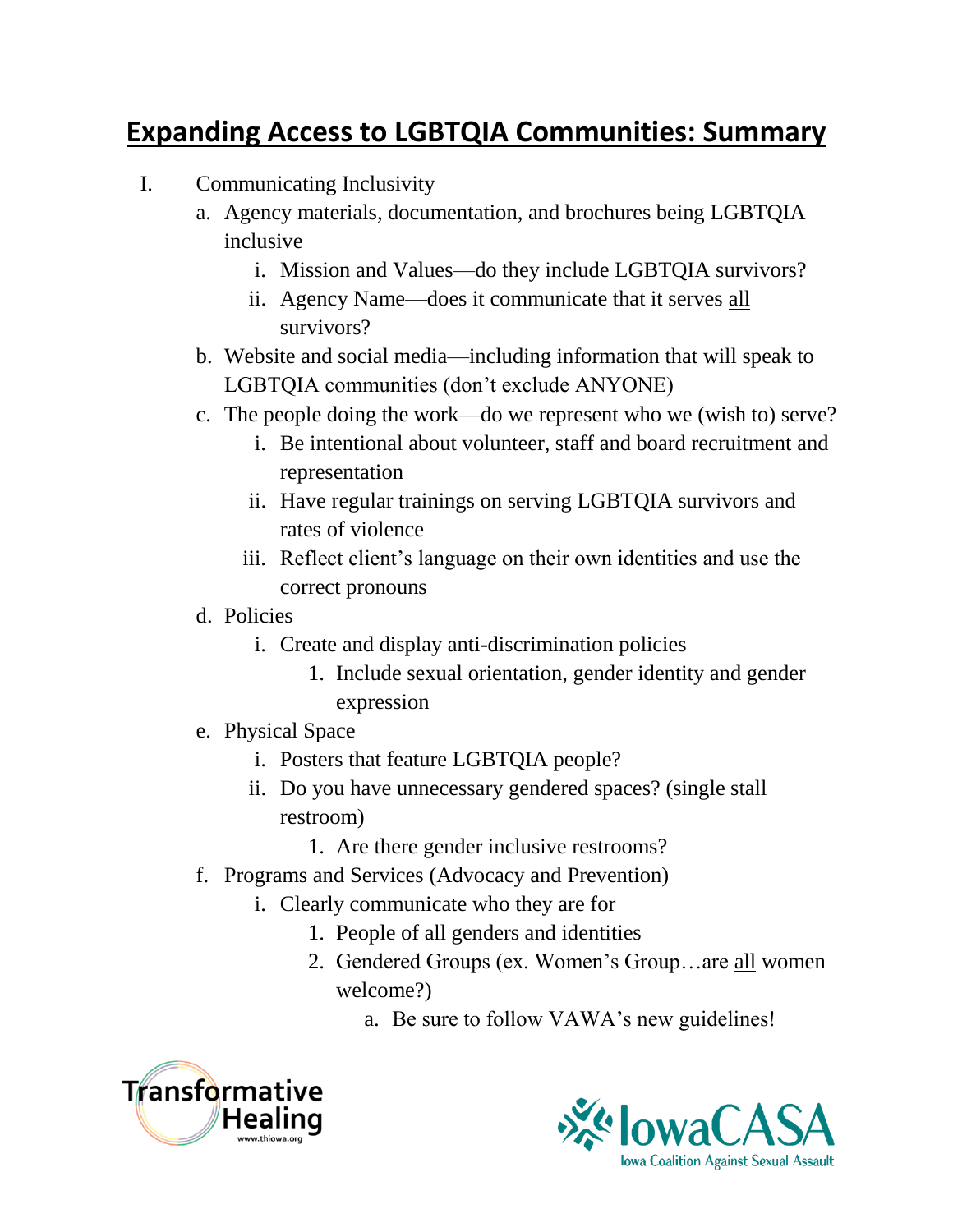# Expanding Access to LGBTQIA Communities: Summary

I. Communicating Inclusivity
   a. Agency materials, documentation, and brochures being LGBTQIA inclusive
      i. Mission and Values—do they include LGBTQIA survivors?
      ii. Agency Name—does it communicate that it serves <u>all</u> survivors?
   b. Website and social media—including information that will speak to LGBTQIA communities (don't exclude ANYONE)
   c. The people doing the work—do we represent who we (wish to) serve?
      i. Be intentional about volunteer, staff and board recruitment and representation
      ii. Have regular trainings on serving LGBTQIA survivors and rates of violence
      iii. Reflect client's language on their own identities and use the correct pronouns
   d. Policies
      i. Create and display anti-discrimination policies
         1. Include sexual orientation, gender identity and gender expression
   e. Physical Space
      i. Posters that feature LGBTQIA people?
      ii. Do you have unnecessary gendered spaces? (single stall restroom)
         1. Are there gender inclusive restrooms?
   f. Programs and Services (Advocacy and Prevention)
      i. Clearly communicate who they are for
         1. People of all genders and identities
         2. Gendered Groups (ex. Women's Group…are <u>all</u> women welcome?)
            a. Be sure to follow VAWA's new guidelines!

Transformative Healing
www.thiowa.org

IowaCASA
Iowa Coalition Against Sexual Assault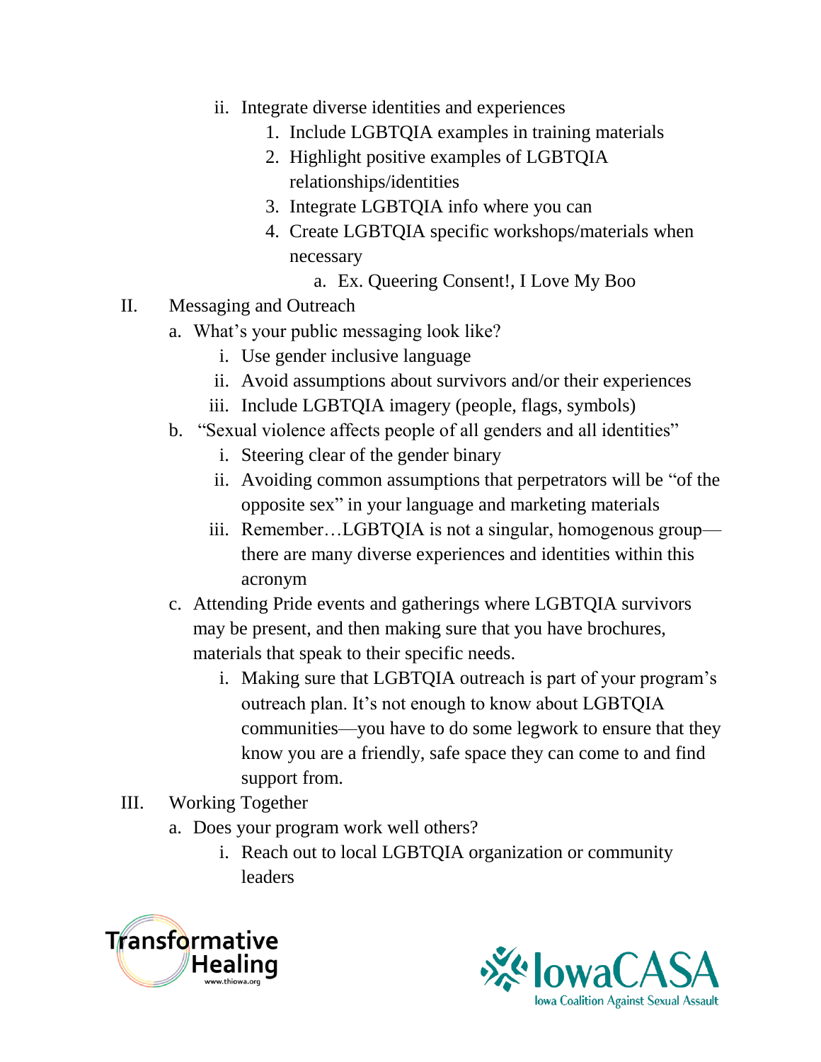ii. Integrate diverse identities and experiences
      1. Include LGBTQIA examples in training materials
      2. Highlight positive examples of LGBTQIA relationships/identities
      3. Integrate LGBTQIA info where you can
      4. Create LGBTQIA specific workshops/materials when necessary
         a. Ex. Queering Consent!, I Love My Boo

II. Messaging and Outreach
   a. What's your public messaging look like?
      i. Use gender inclusive language
      ii. Avoid assumptions about survivors and/or their experiences
      iii. Include LGBTQIA imagery (people, flags, symbols)
   b. "Sexual violence affects people of all genders and all identities"
      i. Steering clear of the gender binary
      ii. Avoiding common assumptions that perpetrators will be "of the opposite sex" in your language and marketing materials
      iii. Remember…LGBTQIA is not a singular, homogenous group—there are many diverse experiences and identities within this acronym
   c. Attending Pride events and gatherings where LGBTQIA survivors may be present, and then making sure that you have brochures, materials that speak to their specific needs.
      i. Making sure that LGBTQIA outreach is part of your program's outreach plan. It's not enough to know about LGBTQIA communities—you have to do some legwork to ensure that they know you are a friendly, safe space they can come to and find support from.

III. Working Together
   a. Does your program work well others?
      i. Reach out to local LGBTQIA organization or community leaders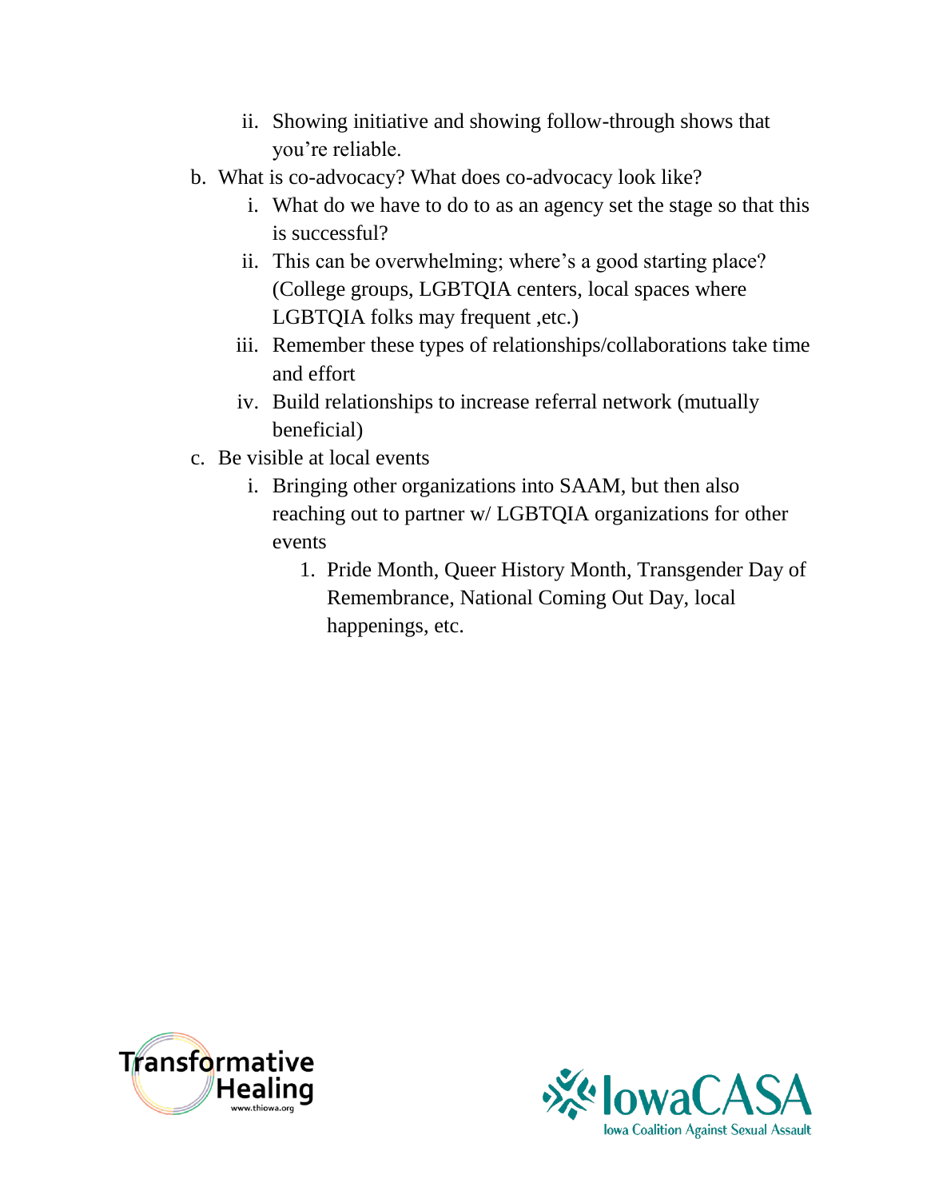ii. Showing initiative and showing follow-through shows that you're reliable.

b. What is co-advocacy? What does co-advocacy look like?
   i. What do we have to do to as an agency set the stage so that this is successful?
   ii. This can be overwhelming; where's a good starting place? (College groups, LGBTQIA centers, local spaces where LGBTQIA folks may frequent ,etc.)
   iii. Remember these types of relationships/collaborations take time and effort
   iv. Build relationships to increase referral network (mutually beneficial)

c. Be visible at local events
   i. Bringing other organizations into SAAM, but then also reaching out to partner w/ LGBTQIA organizations for other events
      1. Pride Month, Queer History Month, Transgender Day of Remembrance, National Coming Out Day, local happenings, etc.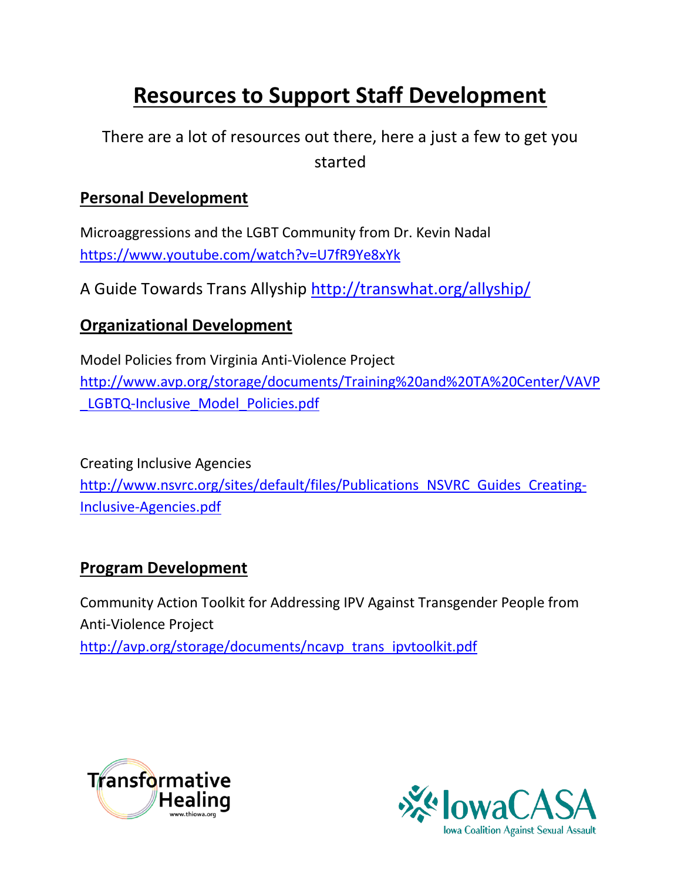# Resources to Support Staff Development

There are a lot of resources out there, here a just a few to get you started

## Personal Development

Microaggressions and the LGBT Community from Dr. Kevin Nadal
https://www.youtube.com/watch?v=U7fR9Ye8xYk

A Guide Towards Trans Allyship http://transwhat.org/allyship/

## Organizational Development

Model Policies from Virginia Anti-Violence Project
http://www.avp.org/storage/documents/Training%20and%20TA%20Center/VAVP_LGBTQ-Inclusive_Model_Policies.pdf

Creating Inclusive Agencies
http://www.nsvrc.org/sites/default/files/Publications_NSVRC_Guides_Creating-Inclusive-Agencies.pdf

## Program Development

Community Action Toolkit for Addressing IPV Against Transgender People from Anti-Violence Project
http://avp.org/storage/documents/ncavp_trans_ipvtoolkit.pdf

Transformative Healing
www.thiowa.org

IowaCASA
Iowa Coalition Against Sexual Assault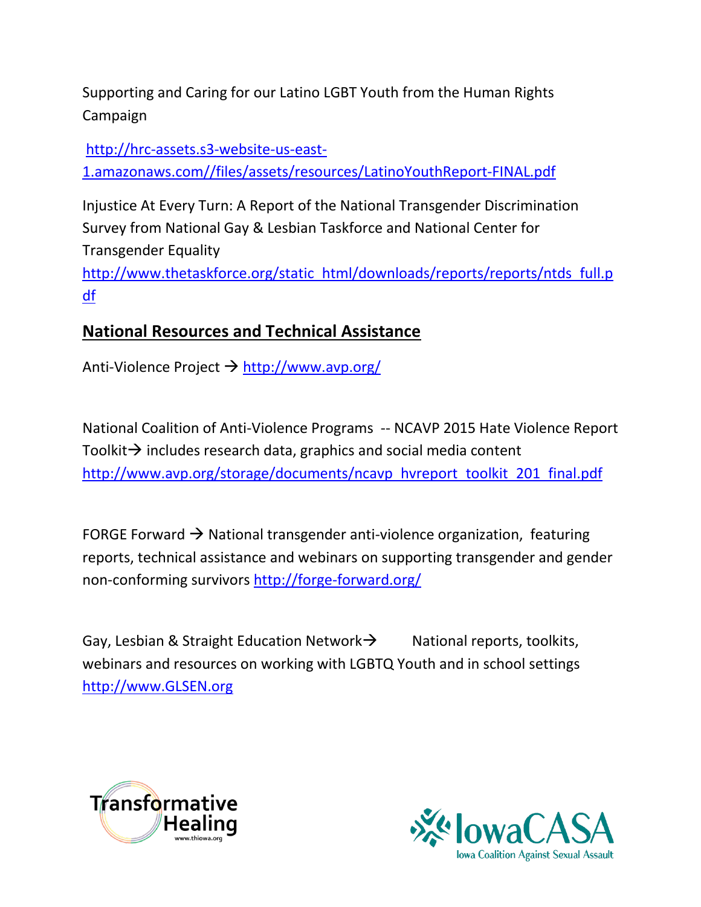Supporting and Caring for our Latino LGBT Youth from the Human Rights Campaign

http://hrc-assets.s3-website-us-east-1.amazonaws.com//files/assets/resources/LatinoYouthReport-FINAL.pdf

Injustice At Every Turn: A Report of the National Transgender Discrimination Survey from National Gay & Lesbian Taskforce and National Center for Transgender Equality
http://www.thetaskforce.org/static_html/downloads/reports/reports/ntds_full.pdf

## National Resources and Technical Assistance

Anti-Violence Project → http://www.avp.org/

National Coalition of Anti-Violence Programs -- NCAVP 2015 Hate Violence Report Toolkit→ includes research data, graphics and social media content http://www.avp.org/storage/documents/ncavp_hvreport_toolkit_201_final.pdf

FORGE Forward → National transgender anti-violence organization, featuring reports, technical assistance and webinars on supporting transgender and gender non-conforming survivors http://forge-forward.org/

Gay, Lesbian & Straight Education Network→ National reports, toolkits, webinars and resources on working with LGBTQ Youth and in school settings http://www.GLSEN.org

Transformative Healing www.thiowa.org

IowaCASA Iowa Coalition Against Sexual Assault